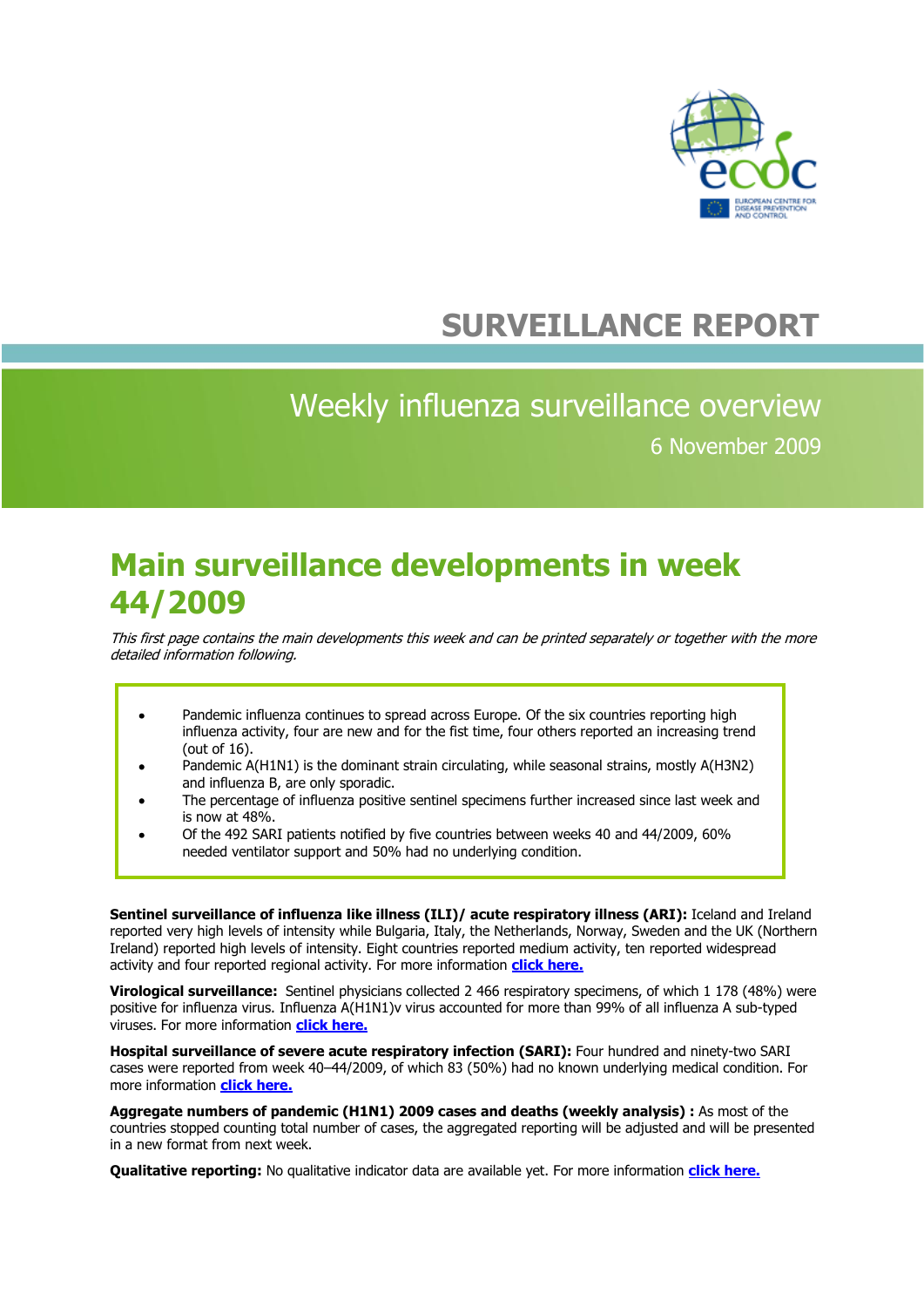# SURVEILLANCE REPORT

## Weekly influenza surveillance overview

6 November 2009

# Main surveillance developments in week 44/2009

*This first page contains the main developments this week and can be printed separately or together with the more detailed information following.*

- Pandemic influenza continues to spread across Europe. Of the six countries reporting high influenza activity, four are new and for the fist time, four others reported an increasing trend (out of 16).
- Pandemic A(H1N1) is the dominant strain circulating, while seasonal strains, mostly A(H3N2) and influenza B, are only sporadic.
- The percentage of influenza positive sentinel specimens further increased since last week and is now at 48%.
- Of the 492 SARI patients notified by five countries between weeks 40 and 44/2009, 60% needed ventilator support and 50% had no underlying condition.

**Sentinel surveillance of influenza like illness (ILI)/ acute respiratory illness (ARI):** Iceland and Ireland reported very high levels of intensity while Bulgaria, Italy, the Netherlands, Norway, Sweden and the UK (Northern Ireland) reported high levels of intensity. Eight countries reported medium activity, ten reported widespread activity and four reported regional activity. For more information **click here.**

**Virological surveillance:** Sentinel physicians collected 2 466 respiratory specimens, of which 1 178 (48%) were positive for influenza virus. Influenza A(H1N1)v virus accounted for more than 99% of all influenza A sub-typed viruses. For more information **click here.**

**Hospital surveillance of severe acute respiratory infection (SARI):** Four hundred and ninety-two SARI cases were reported from week 40–44/2009, of which 83 (50%) had no known underlying medical condition. For more information **click here.**

**Aggregate numbers of pandemic (H1N1) 2009 cases and deaths (weekly analysis) :** As most of the countries stopped counting total number of cases, the aggregated reporting will be adjusted and will be presented in a new format from next week.

**Qualitative reporting:** No qualitative indicator data are available yet. For more information **click here.**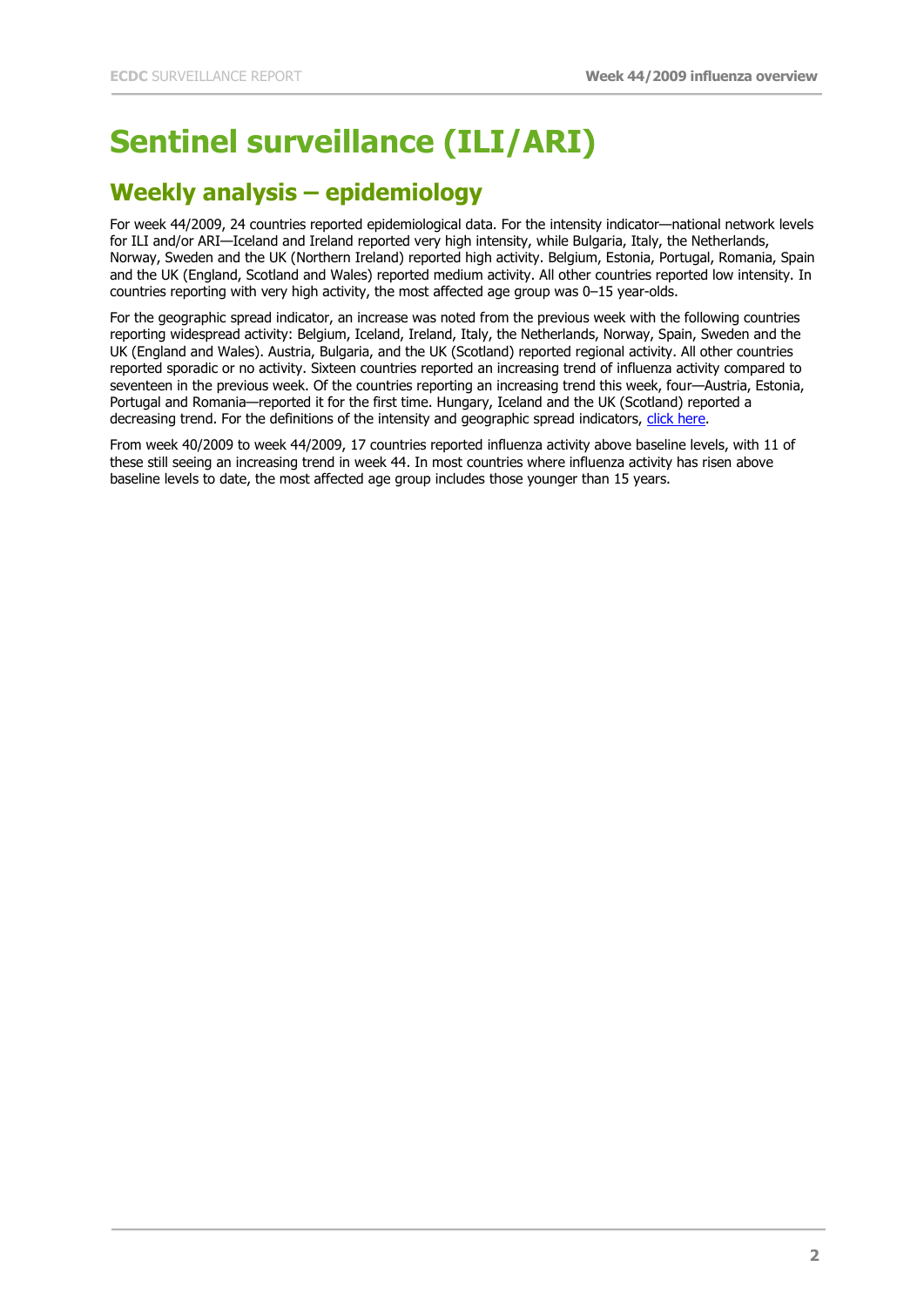# Sentinel surveillance (ILI/ARI)

## Weekly analysis – epidemiology

For week 44/2009, 24 countries reported epidemiological data. For the intensity indicator—national network levels for ILI and/or ARI—Iceland and Ireland reported very high intensity, while Bulgaria, Italy, the Netherlands, Norway, Sweden and the UK (Northern Ireland) reported high activity. Belgium, Estonia, Portugal, Romania, Spain and the UK (England, Scotland and Wales) reported medium activity. All other countries reported low intensity. In countries reporting with very high activity, the most affected age group was 0–15 year-olds.

For the geographic spread indicator, an increase was noted from the previous week with the following countries reporting widespread activity: Belgium, Iceland, Ireland, Italy, the Netherlands, Norway, Spain, Sweden and the UK (England and Wales). Austria, Bulgaria, and the UK (Scotland) reported regional activity. All other countries reported sporadic or no activity. Sixteen countries reported an increasing trend of influenza activity compared to seventeen in the previous week. Of the countries reporting an increasing trend this week, four—Austria, Estonia, Portugal and Romania—reported it for the first time. Hungary, Iceland and the UK (Scotland) reported a decreasing trend. For the definitions of the intensity and geographic spread indicators, click here.

From week 40/2009 to week 44/2009, 17 countries reported influenza activity above baseline levels, with 11 of these still seeing an increasing trend in week 44. In most countries where influenza activity has risen above baseline levels to date, the most affected age group includes those younger than 15 years.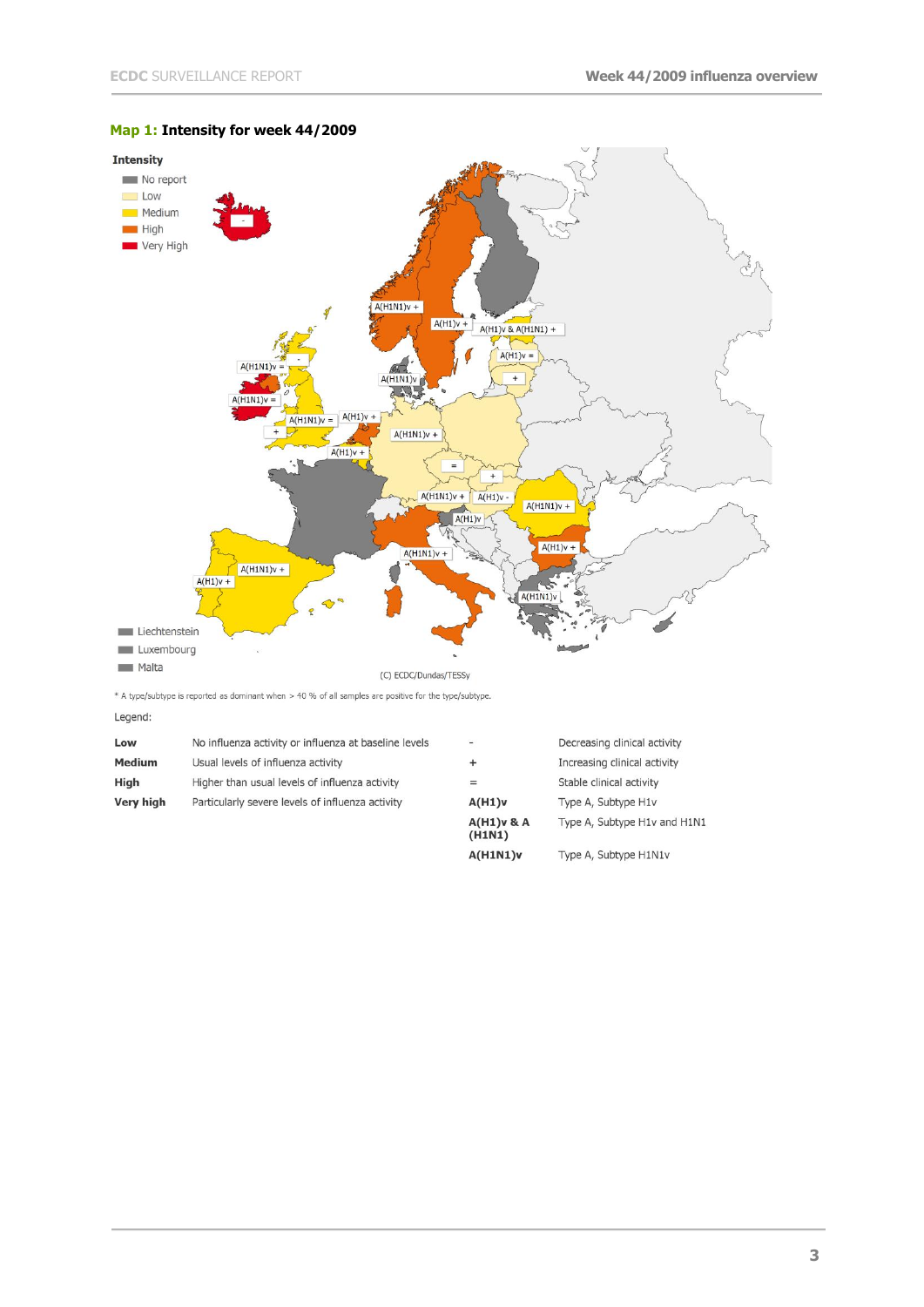**Map 1: Intensity for week 44/2009**

(C) ECDC/Dundas/TESSy

* A type/subtype is reported as dominant when > 40 % of all samples are positive for the type/subtype.

Legend:

| | | | |
|---|---|---|---|
| **Low** | No influenza activity or influenza at baseline levels | - | Decreasing clinical activity |
| **Medium** | Usual levels of influenza activity | + | Increasing clinical activity |
| **High** | Higher than usual levels of influenza activity | = | Stable clinical activity |
| **Very high** | Particularly severe levels of influenza activity | **A(H1)v** | Type A, Subtype H1v |
| | | **A(H1)v & A (H1N1)** | Type A, Subtype H1v and H1N1 |
| | | **A(H1N1)v** | Type A, Subtype H1N1v |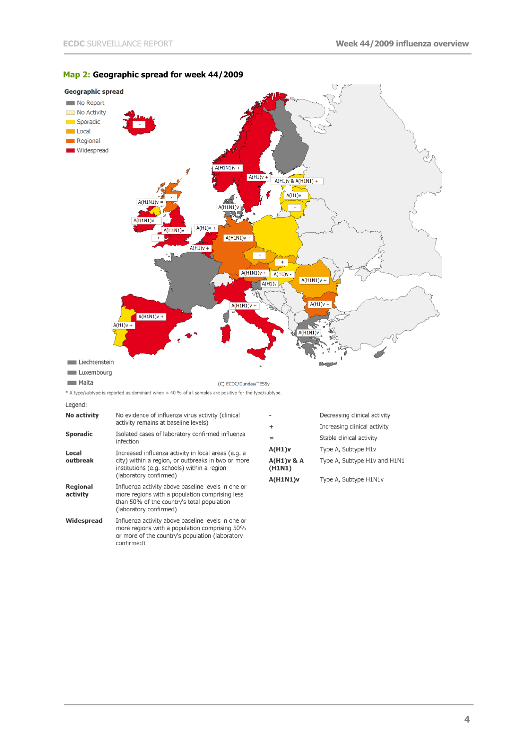## Map 2: Geographic spread for week 44/2009

Geographic spread

- No Report
- No Activity
- Sporadic
- Local
- Regional
- Widespread

- Liechtenstein
- Luxembourg
- Malta

(C) ECDC/Dundas/TESSy

* A type/subtype is reported as dominant when > 40 % of all samples are positive for the type/subtype.

Legend:

| | |
|---|---|
| **No activity** | No evidence of influenza virus activity (clinical activity remains at baseline levels) |
| **Sporadic** | Isolated cases of laboratory confirmed influenza infection |
| **Local outbreak** | Increased influenza activity in local areas (e.g. a city) within a region, or outbreaks in two or more institutions (e.g. schools) within a region (laboratory confirmed) |
| **Regional activity** | Influenza activity above baseline levels in one or more regions with a population comprising less than 50% of the country's total population (laboratory confirmed) |
| **Widespread** | Influenza activity above baseline levels in one or more regions with a population comprising 50% or more of the country's population (laboratory confirmed) |

| | |
|---|---|
| - | Decreasing clinical activity |
| + | Increasing clinical activity |
| = | Stable clinical activity |
| **A(H1)v** | Type A, Subtype H1v |
| **A(H1)v & A (H1N1)** | Type A, Subtype H1v and H1N1 |
| **A(H1N1)v** | Type A, Subtype H1N1v |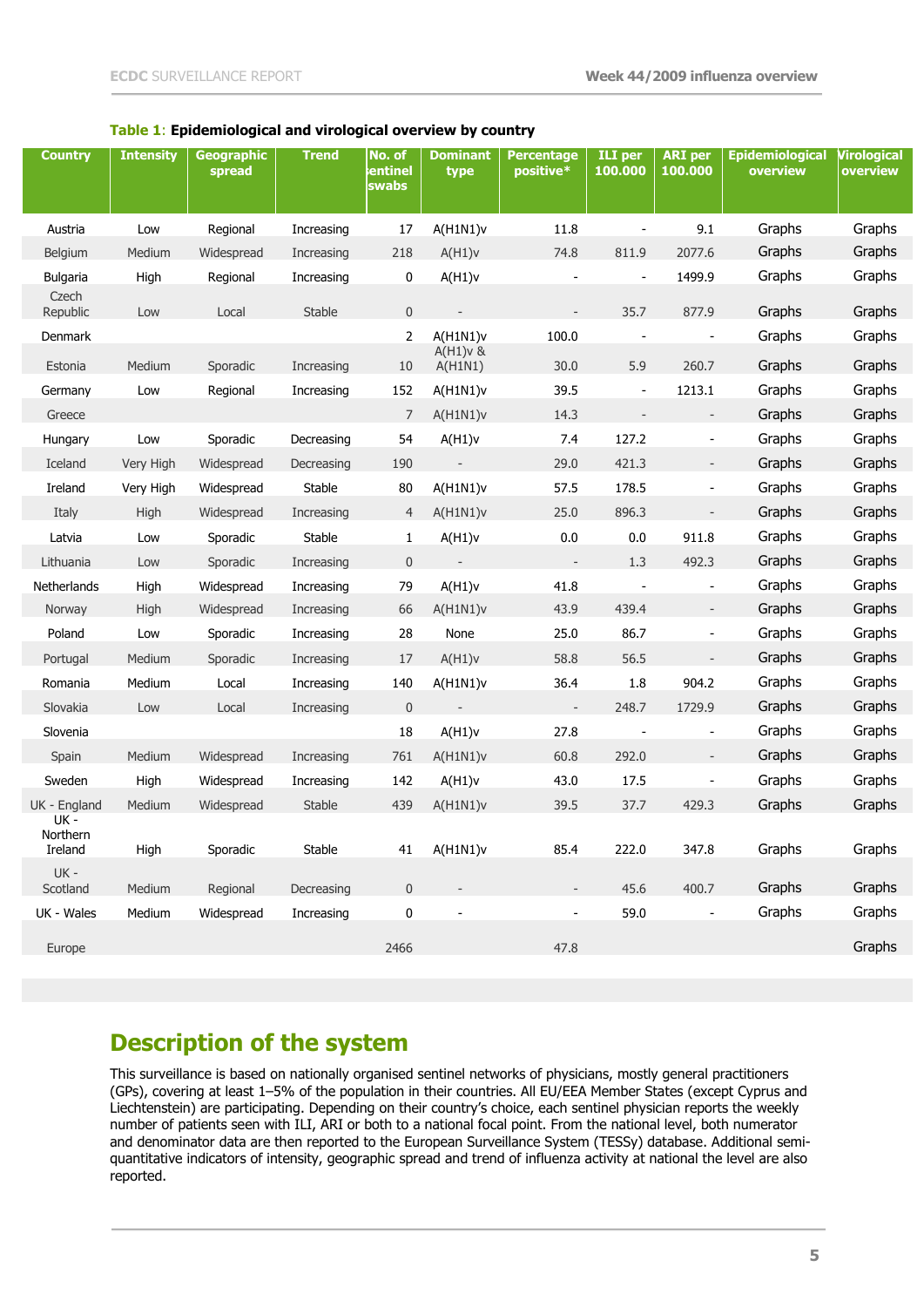**Table 1**: **Epidemiological and virological overview by country**

| Country | Intensity | Geographic spread | Trend | No. of sentinel swabs | Dominant type | Percentage positive* | ILI per 100.000 | ARI per 100.000 | Epidemiological overview | Virological overview |
|---|---|---|---|---|---|---|---|---|---|---|
| Austria | Low | Regional | Increasing | 17 | A(H1N1)v | 11.8 | - | 9.1 | Graphs | Graphs |
| Belgium | Medium | Widespread | Increasing | 218 | A(H1)v | 74.8 | 811.9 | 2077.6 | Graphs | Graphs |
| Bulgaria | High | Regional | Increasing | 0 | A(H1)v | - | - | 1499.9 | Graphs | Graphs |
| Czech Republic | Low | Local | Stable | 0 | - | - | 35.7 | 877.9 | Graphs | Graphs |
| Denmark | | | | 2 | A(H1N1)v | 100.0 | - | - | Graphs | Graphs |
| Estonia | Medium | Sporadic | Increasing | 10 | A(H1)v & A(H1N1) | 30.0 | 5.9 | 260.7 | Graphs | Graphs |
| Germany | Low | Regional | Increasing | 152 | A(H1N1)v | 39.5 | - | 1213.1 | Graphs | Graphs |
| Greece | | | | 7 | A(H1N1)v | 14.3 | - | - | Graphs | Graphs |
| Hungary | Low | Sporadic | Decreasing | 54 | A(H1)v | 7.4 | 127.2 | - | Graphs | Graphs |
| Iceland | Very High | Widespread | Decreasing | 190 | - | 29.0 | 421.3 | - | Graphs | Graphs |
| Ireland | Very High | Widespread | Stable | 80 | A(H1N1)v | 57.5 | 178.5 | - | Graphs | Graphs |
| Italy | High | Widespread | Increasing | 4 | A(H1N1)v | 25.0 | 896.3 | - | Graphs | Graphs |
| Latvia | Low | Sporadic | Stable | 1 | A(H1)v | 0.0 | 0.0 | 911.8 | Graphs | Graphs |
| Lithuania | Low | Sporadic | Increasing | 0 | - | - | 1.3 | 492.3 | Graphs | Graphs |
| Netherlands | High | Widespread | Increasing | 79 | A(H1)v | 41.8 | - | - | Graphs | Graphs |
| Norway | High | Widespread | Increasing | 66 | A(H1N1)v | 43.9 | 439.4 | - | Graphs | Graphs |
| Poland | Low | Sporadic | Increasing | 28 | None | 25.0 | 86.7 | - | Graphs | Graphs |
| Portugal | Medium | Sporadic | Increasing | 17 | A(H1)v | 58.8 | 56.5 | - | Graphs | Graphs |
| Romania | Medium | Local | Increasing | 140 | A(H1N1)v | 36.4 | 1.8 | 904.2 | Graphs | Graphs |
| Slovakia | Low | Local | Increasing | 0 | - | - | 248.7 | 1729.9 | Graphs | Graphs |
| Slovenia | | | | 18 | A(H1)v | 27.8 | - | - | Graphs | Graphs |
| Spain | Medium | Widespread | Increasing | 761 | A(H1N1)v | 60.8 | 292.0 | - | Graphs | Graphs |
| Sweden | High | Widespread | Increasing | 142 | A(H1)v | 43.0 | 17.5 | - | Graphs | Graphs |
| UK - England | Medium | Widespread | Stable | 439 | A(H1N1)v | 39.5 | 37.7 | 429.3 | Graphs | Graphs |
| UK - Northern Ireland | High | Sporadic | Stable | 41 | A(H1N1)v | 85.4 | 222.0 | 347.8 | Graphs | Graphs |
| UK - Scotland | Medium | Regional | Decreasing | 0 | - | - | 45.6 | 400.7 | Graphs | Graphs |
| UK - Wales | Medium | Widespread | Increasing | 0 | - | - | 59.0 | - | Graphs | Graphs |
| Europe | | | | 2466 | | 47.8 | | | | Graphs |

## Description of the system

This surveillance is based on nationally organised sentinel networks of physicians, mostly general practitioners (GPs), covering at least 1–5% of the population in their countries. All EU/EEA Member States (except Cyprus and Liechtenstein) are participating. Depending on their country's choice, each sentinel physician reports the weekly number of patients seen with ILI, ARI or both to a national focal point. From the national level, both numerator and denominator data are then reported to the European Surveillance System (TESSy) database. Additional semi-quantitative indicators of intensity, geographic spread and trend of influenza activity at national the level are also reported.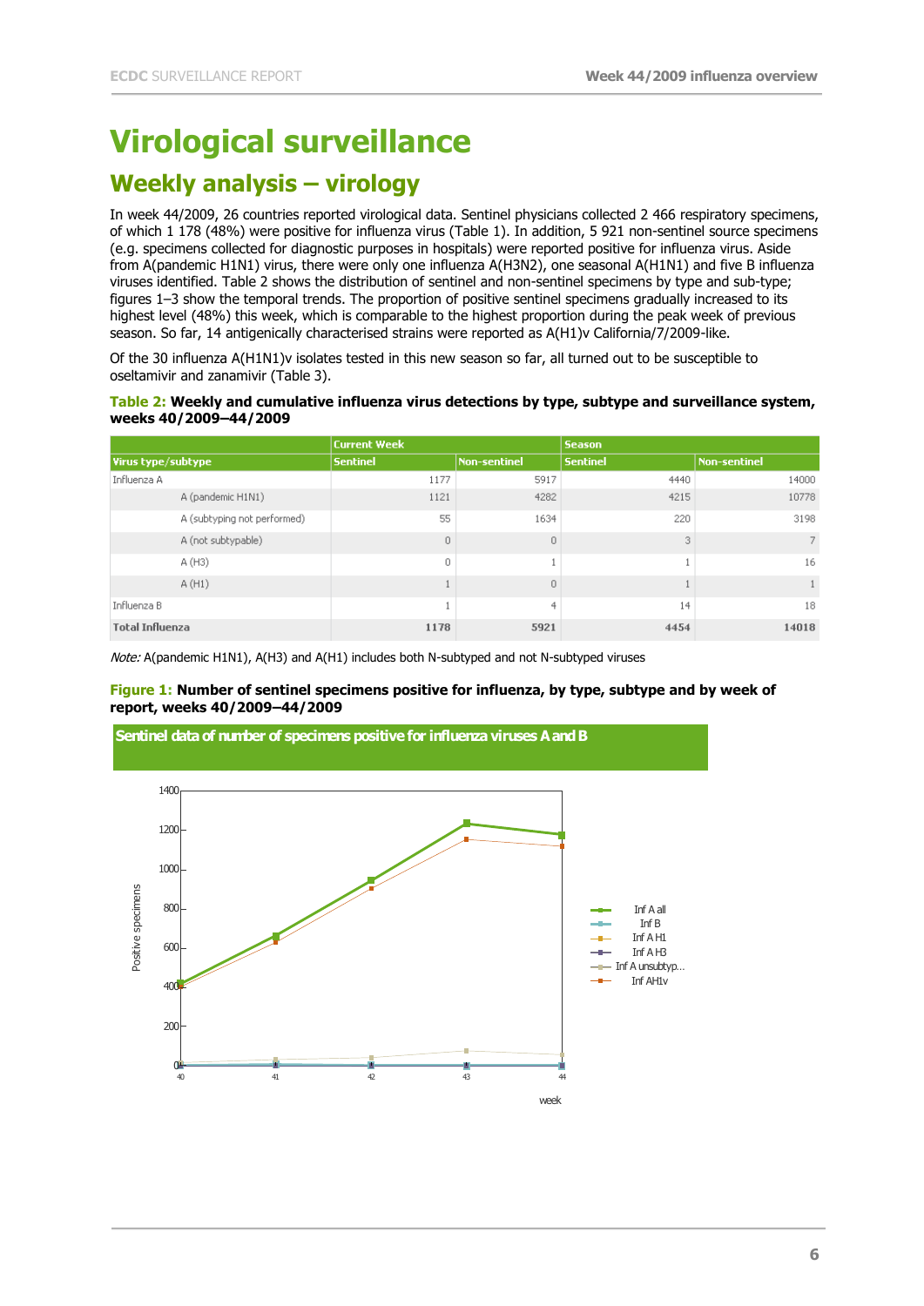# Virological surveillance

## Weekly analysis – virology

In week 44/2009, 26 countries reported virological data. Sentinel physicians collected 2 466 respiratory specimens, of which 1 178 (48%) were positive for influenza virus (Table 1). In addition, 5 921 non-sentinel source specimens (e.g. specimens collected for diagnostic purposes in hospitals) were reported positive for influenza virus. Aside from A(pandemic H1N1) virus, there were only one influenza A(H3N2), one seasonal A(H1N1) and five B influenza viruses identified. Table 2 shows the distribution of sentinel and non-sentinel specimens by type and sub-type; figures 1–3 show the temporal trends. The proportion of positive sentinel specimens gradually increased to its highest level (48%) this week, which is comparable to the highest proportion during the peak week of previous season. So far, 14 antigenically characterised strains were reported as A(H1)v California/7/2009-like.

Of the 30 influenza A(H1N1)v isolates tested in this new season so far, all turned out to be susceptible to oseltamivir and zanamivir (Table 3).

**Table 2: Weekly and cumulative influenza virus detections by type, subtype and surveillance system, weeks 40/2009–44/2009**

| | Current Week | | Season | |
|---|---|---|---|---|
| **Virus type/subtype** | **Sentinel** | **Non-sentinel** | **Sentinel** | **Non-sentinel** |
| Influenza A | 1177 | 5917 | 4440 | 14000 |
| A (pandemic H1N1) | 1121 | 4282 | 4215 | 10778 |
| A (subtyping not performed) | 55 | 1634 | 220 | 3198 |
| A (not subtypable) | 0 | 0 | 3 | 7 |
| A (H3) | 0 | 1 | 1 | 16 |
| A (H1) | 1 | 0 | 1 | 1 |
| Influenza B | 1 | 4 | 14 | 18 |
| **Total Influenza** | **1178** | **5921** | **4454** | **14018** |

*Note:* A(pandemic H1N1), A(H3) and A(H1) includes both N-subtyped and not N-subtyped viruses

**Figure 1: Number of sentinel specimens positive for influenza, by type, subtype and by week of report, weeks 40/2009–44/2009**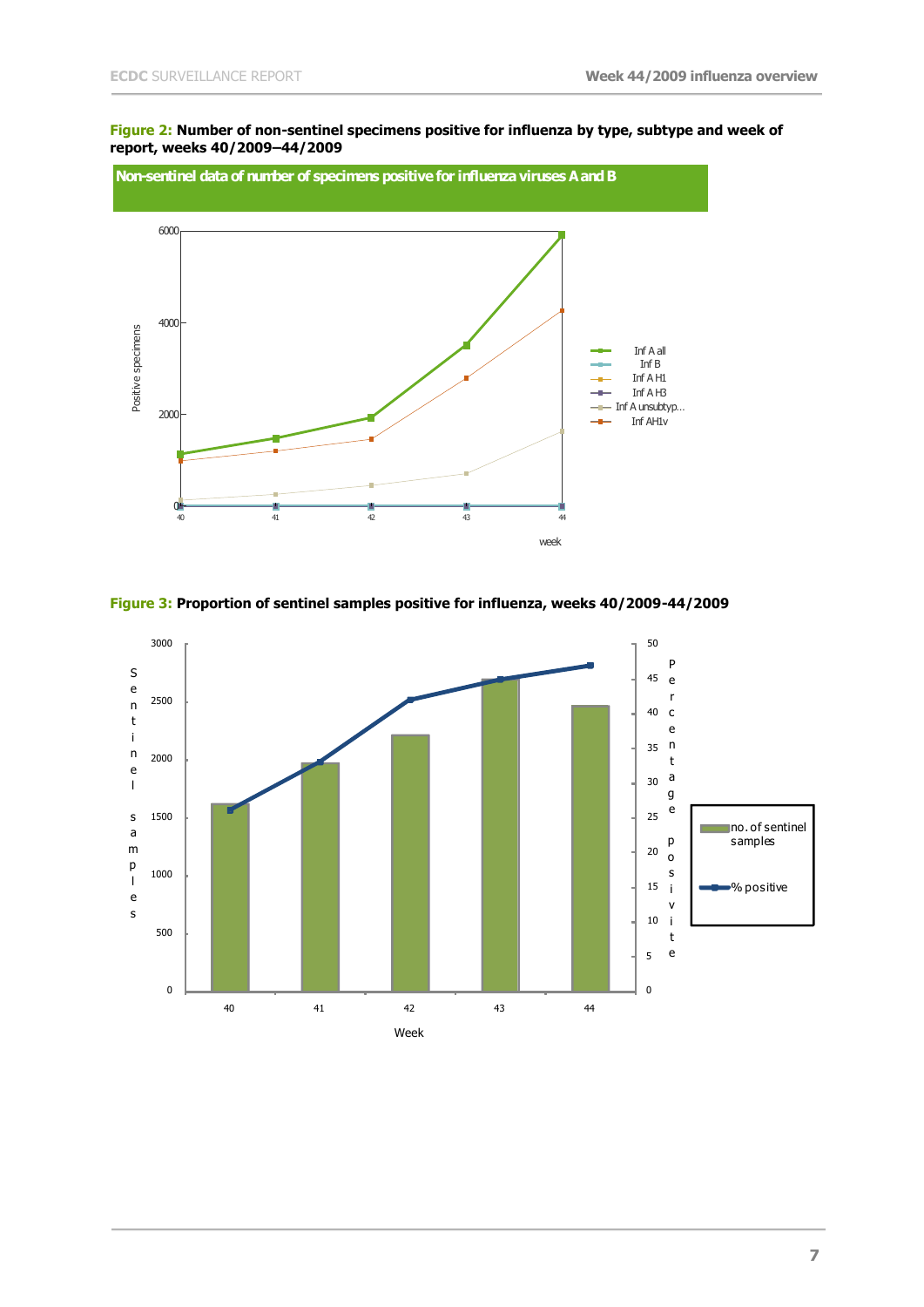**Figure 2:** **Number of non-sentinel specimens positive for influenza by type, subtype and week of report, weeks 40/2009–44/2009**

Non-sentinel data of number of specimens positive for influenza viruses A and B

**Figure 3:** **Proportion of sentinel samples positive for influenza, weeks 40/2009-44/2009**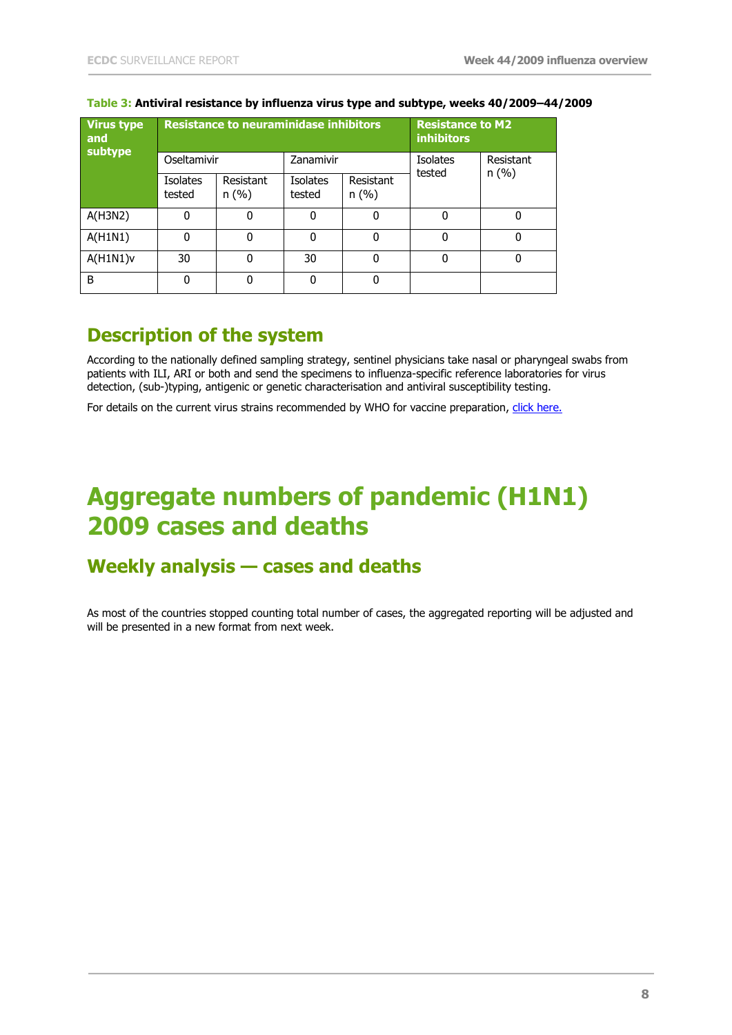**Table 3:** **Antiviral resistance by influenza virus type and subtype, weeks 40/2009–44/2009**

| Virus type and subtype | Resistance to neuraminidase inhibitors | | | | Resistance to M2 inhibitors | |
|---|---|---|---|---|---|---|
| | Oseltamivir | | Zanamivir | | Isolates tested | Resistant n (%) |
| | Isolates tested | Resistant n (%) | Isolates tested | Resistant n (%) | | |
| A(H3N2) | 0 | 0 | 0 | 0 | 0 | 0 |
| A(H1N1) | 0 | 0 | 0 | 0 | 0 | 0 |
| A(H1N1)v | 30 | 0 | 30 | 0 | 0 | 0 |
| B | 0 | 0 | 0 | 0 | | |

## Description of the system

According to the nationally defined sampling strategy, sentinel physicians take nasal or pharyngeal swabs from patients with ILI, ARI or both and send the specimens to influenza-specific reference laboratories for virus detection, (sub-)typing, antigenic or genetic characterisation and antiviral susceptibility testing.

For details on the current virus strains recommended by WHO for vaccine preparation, [click here.]()

# Aggregate numbers of pandemic (H1N1) 2009 cases and deaths

## Weekly analysis — cases and deaths

As most of the countries stopped counting total number of cases, the aggregated reporting will be adjusted and will be presented in a new format from next week.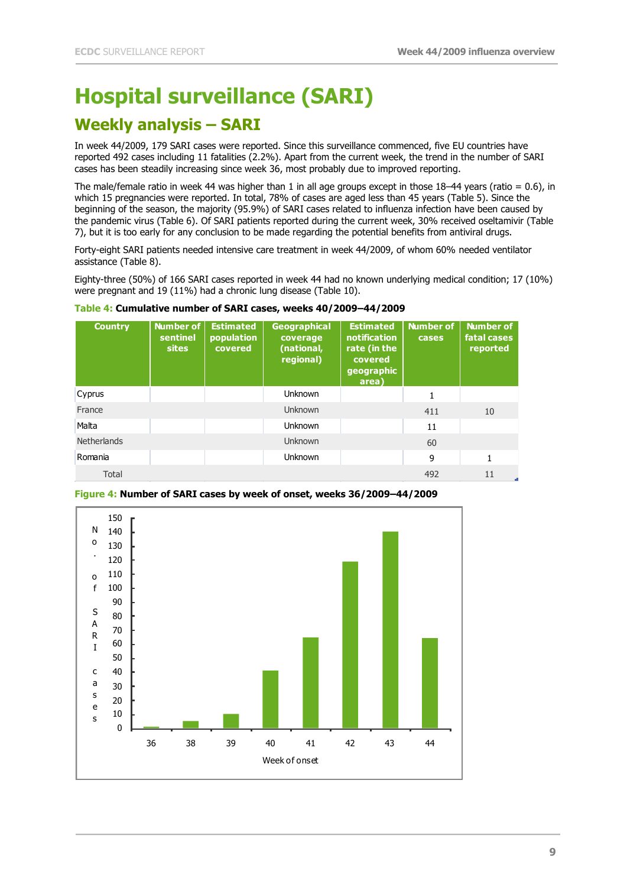# Hospital surveillance (SARI)

## Weekly analysis – SARI

In week 44/2009, 179 SARI cases were reported. Since this surveillance commenced, five EU countries have reported 492 cases including 11 fatalities (2.2%). Apart from the current week, the trend in the number of SARI cases has been steadily increasing since week 36, most probably due to improved reporting.

The male/female ratio in week 44 was higher than 1 in all age groups except in those 18–44 years (ratio = 0.6), in which 15 pregnancies were reported. In total, 78% of cases are aged less than 45 years (Table 5). Since the beginning of the season, the majority (95.9%) of SARI cases related to influenza infection have been caused by the pandemic virus (Table 6). Of SARI patients reported during the current week, 30% received oseltamivir (Table 7), but it is too early for any conclusion to be made regarding the potential benefits from antiviral drugs.

Forty-eight SARI patients needed intensive care treatment in week 44/2009, of whom 60% needed ventilator assistance (Table 8).

Eighty-three (50%) of 166 SARI cases reported in week 44 had no known underlying medical condition; 17 (10%) were pregnant and 19 (11%) had a chronic lung disease (Table 10).

**Table 4:** **Cumulative number of SARI cases, weeks 40/2009–44/2009**

| Country | Number of sentinel sites | Estimated population covered | Geographical coverage (national, regional) | Estimated notification rate (in the covered geographic area) | Number of cases | Number of fatal cases reported |
|---|---|---|---|---|---|---|
| Cyprus | | | Unknown | | 1 | |
| France | | | Unknown | | 411 | 10 |
| Malta | | | Unknown | | 11 | |
| Netherlands | | | Unknown | | 60 | |
| Romania | | | Unknown | | 9 | 1 |
| Total | | | | | 492 | 11 |

**Figure 4:** **Number of SARI cases by week of onset, weeks 36/2009–44/2009**

| Week of onset | No. of SARI cases (approx.) |
|---|---|
| 36 | 1 |
| 38 | 5 |
| 39 | 10 |
| 40 | 41 |
| 41 | 65 |
| 42 | 119 |
| 43 | 141 |
| 44 | 65 |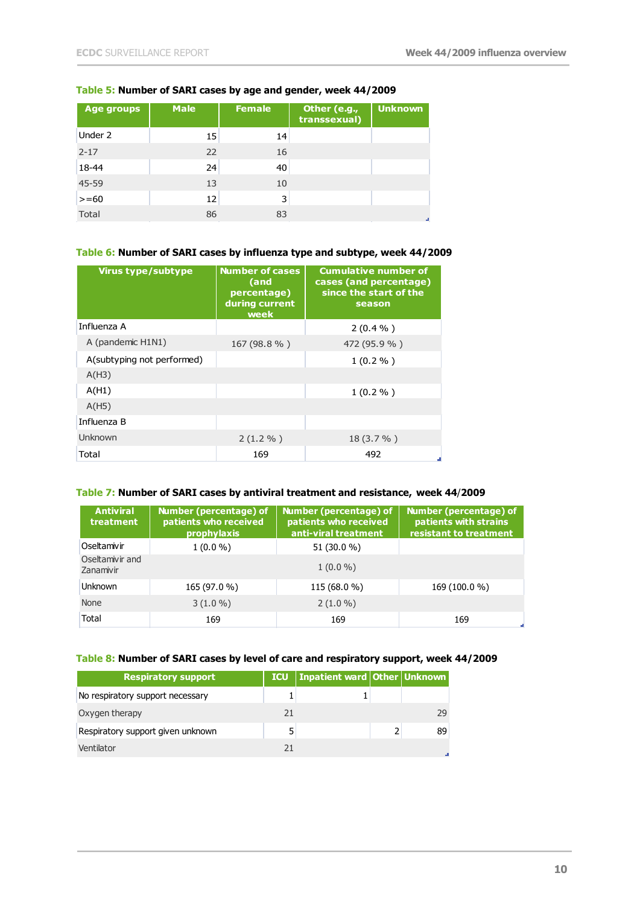**Table 5:** Number of SARI cases by age and gender, week 44/2009

| Age groups | Male | Female | Other (e.g., transsexual) | Unknown |
|---|---|---|---|---|
| Under 2 | 15 | 14 | | |
| 2-17 | 22 | 16 | | |
| 18-44 | 24 | 40 | | |
| 45-59 | 13 | 10 | | |
| >=60 | 12 | 3 | | |
| Total | 86 | 83 | | |

**Table 6:** Number of SARI cases by influenza type and subtype, week 44/2009

| Virus type/subtype | Number of cases (and percentage) during current week | Cumulative number of cases (and percentage) since the start of the season |
|---|---|---|
| Influenza A | | 2 (0.4 % ) |
| A (pandemic H1N1) | 167 (98.8 % ) | 472 (95.9 % ) |
| A(subtyping not performed) | | 1 (0.2 % ) |
| A(H3) | | |
| A(H1) | | 1 (0.2 % ) |
| A(H5) | | |
| Influenza B | | |
| Unknown | 2 (1.2 % ) | 18 (3.7 % ) |
| Total | 169 | 492 |

**Table 7:** Number of SARI cases by antiviral treatment and resistance, week 44/2009

| Antiviral treatment | Number (percentage) of patients who received prophylaxis | Number (percentage) of patients who received anti-viral treatment | Number (percentage) of patients with strains resistant to treatment |
|---|---|---|---|
| Oseltamivir | 1 (0.0 %) | 51 (30.0 %) | |
| Oseltamivir and Zanamivir | | 1 (0.0 %) | |
| Unknown | 165 (97.0 %) | 115 (68.0 %) | 169 (100.0 %) |
| None | 3 (1.0 %) | 2 (1.0 %) | |
| Total | 169 | 169 | 169 |

**Table 8:** Number of SARI cases by level of care and respiratory support, week 44/2009

| Respiratory support | ICU | Inpatient ward | Other | Unknown |
|---|---|---|---|---|
| No respiratory support necessary | 1 | 1 | | |
| Oxygen therapy | 21 | | | 29 |
| Respiratory support given unknown | 5 | | 2 | 89 |
| Ventilator | 21 | | | |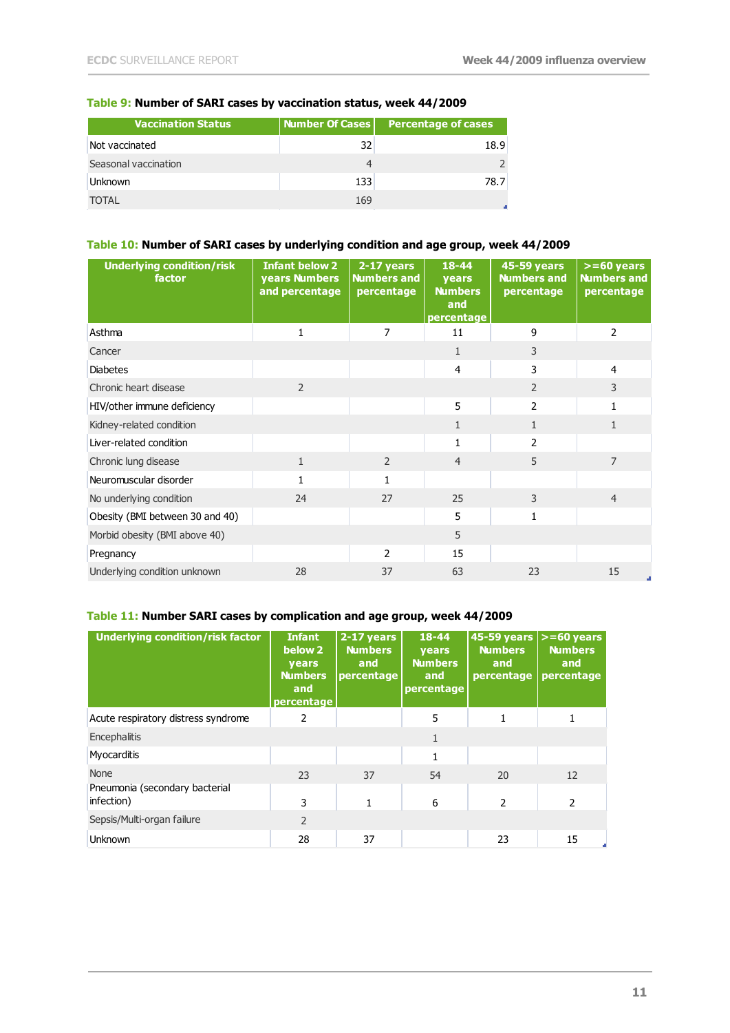**Table 9: Number of SARI cases by vaccination status, week 44/2009**

| Vaccination Status | Number Of Cases | Percentage of cases |
|---|---|---|
| Not vaccinated | 32 | 18.9 |
| Seasonal vaccination | 4 | 2 |
| Unknown | 133 | 78.7 |
| TOTAL | 169 | |

**Table 10: Number of SARI cases by underlying condition and age group, week 44/2009**

| Underlying condition/risk factor | Infant below 2 years Numbers and percentage | 2-17 years Numbers and percentage | 18-44 years Numbers and percentage | 45-59 years Numbers and percentage | >=60 years Numbers and percentage |
|---|---|---|---|---|---|
| Asthma | 1 | 7 | 11 | 9 | 2 |
| Cancer | | | 1 | 3 | |
| Diabetes | | | 4 | 3 | 4 |
| Chronic heart disease | 2 | | | 2 | 3 |
| HIV/other immune deficiency | | | 5 | 2 | 1 |
| Kidney-related condition | | | 1 | 1 | 1 |
| Liver-related condition | | | 1 | 2 | |
| Chronic lung disease | 1 | 2 | 4 | 5 | 7 |
| Neuromuscular disorder | 1 | 1 | | | |
| No underlying condition | 24 | 27 | 25 | 3 | 4 |
| Obesity (BMI between 30 and 40) | | | 5 | 1 | |
| Morbid obesity (BMI above 40) | | | 5 | | |
| Pregnancy | | 2 | 15 | | |
| Underlying condition unknown | 28 | 37 | 63 | 23 | 15 |

**Table 11: Number SARI cases by complication and age group, week 44/2009**

| Underlying condition/risk factor | Infant below 2 years Numbers and percentage | 2-17 years Numbers and percentage | 18-44 years Numbers and percentage | 45-59 years Numbers and percentage | >=60 years Numbers and percentage |
|---|---|---|---|---|---|
| Acute respiratory distress syndrome | 2 | | 5 | 1 | 1 |
| Encephalitis | | | 1 | | |
| Myocarditis | | | 1 | | |
| None | 23 | 37 | 54 | 20 | 12 |
| Pneumonia (secondary bacterial infection) | 3 | 1 | 6 | 2 | 2 |
| Sepsis/Multi-organ failure | 2 | | | | |
| Unknown | 28 | 37 | | 23 | 15 |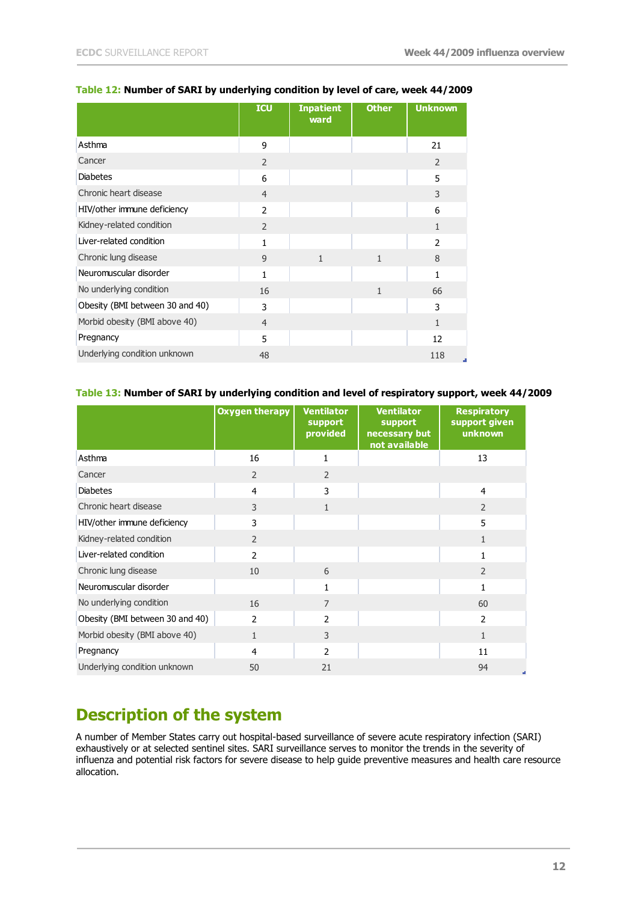**Table 12: Number of SARI by underlying condition by level of care, week 44/2009**

| | ICU | Inpatient ward | Other | Unknown |
|---|---|---|---|---|
| Asthma | 9 | | | 21 |
| Cancer | 2 | | | 2 |
| Diabetes | 6 | | | 5 |
| Chronic heart disease | 4 | | | 3 |
| HIV/other immune deficiency | 2 | | | 6 |
| Kidney-related condition | 2 | | | 1 |
| Liver-related condition | 1 | | | 2 |
| Chronic lung disease | 9 | 1 | 1 | 8 |
| Neuromuscular disorder | 1 | | | 1 |
| No underlying condition | 16 | | 1 | 66 |
| Obesity (BMI between 30 and 40) | 3 | | | 3 |
| Morbid obesity (BMI above 40) | 4 | | | 1 |
| Pregnancy | 5 | | | 12 |
| Underlying condition unknown | 48 | | | 118 |

**Table 13: Number of SARI by underlying condition and level of respiratory support, week 44/2009**

| | Oxygen therapy | Ventilator support provided | Ventilator support necessary but not available | Respiratory support given unknown |
|---|---|---|---|---|
| Asthma | 16 | 1 | | 13 |
| Cancer | 2 | 2 | | |
| Diabetes | 4 | 3 | | 4 |
| Chronic heart disease | 3 | 1 | | 2 |
| HIV/other immune deficiency | 3 | | | 5 |
| Kidney-related condition | 2 | | | 1 |
| Liver-related condition | 2 | | | 1 |
| Chronic lung disease | 10 | 6 | | 2 |
| Neuromuscular disorder | | 1 | | 1 |
| No underlying condition | 16 | 7 | | 60 |
| Obesity (BMI between 30 and 40) | 2 | 2 | | 2 |
| Morbid obesity (BMI above 40) | 1 | 3 | | 1 |
| Pregnancy | 4 | 2 | | 11 |
| Underlying condition unknown | 50 | 21 | | 94 |

# Description of the system

A number of Member States carry out hospital-based surveillance of severe acute respiratory infection (SARI) exhaustively or at selected sentinel sites. SARI surveillance serves to monitor the trends in the severity of influenza and potential risk factors for severe disease to help guide preventive measures and health care resource allocation.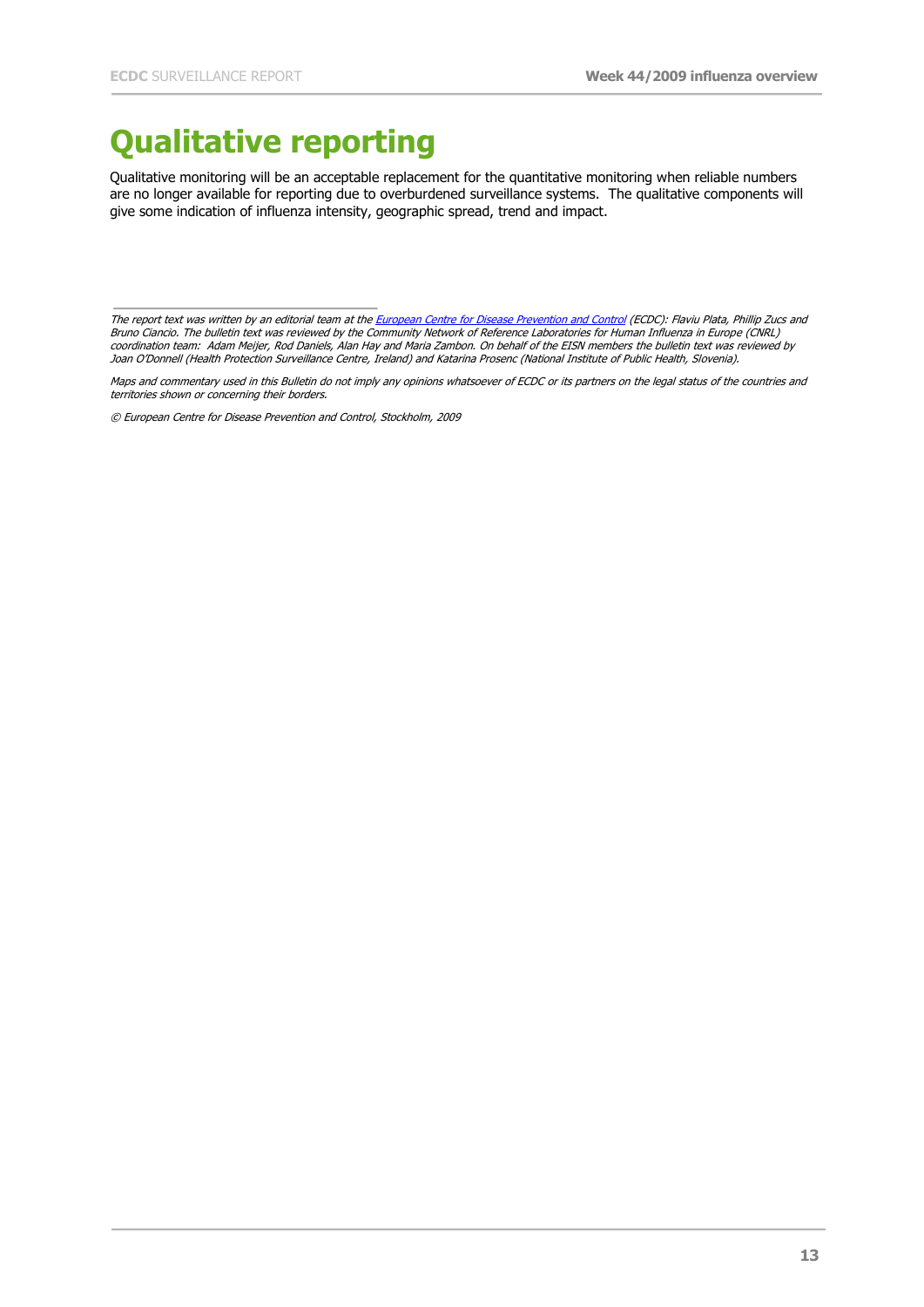# Qualitative reporting

Qualitative monitoring will be an acceptable replacement for the quantitative monitoring when reliable numbers are no longer available for reporting due to overburdened surveillance systems. The qualitative components will give some indication of influenza intensity, geographic spread, trend and impact.

---

*The report text was written by an editorial team at the European Centre for Disease Prevention and Control (ECDC): Flaviu Plata, Phillip Zucs and Bruno Ciancio. The bulletin text was reviewed by the Community Network of Reference Laboratories for Human Influenza in Europe (CNRL) coordination team: Adam Meijer, Rod Daniels, Alan Hay and Maria Zambon. On behalf of the EISN members the bulletin text was reviewed by Joan O'Donnell (Health Protection Surveillance Centre, Ireland) and Katarina Prosenc (National Institute of Public Health, Slovenia).*

*Maps and commentary used in this Bulletin do not imply any opinions whatsoever of ECDC or its partners on the legal status of the countries and territories shown or concerning their borders.*

*© European Centre for Disease Prevention and Control, Stockholm, 2009*